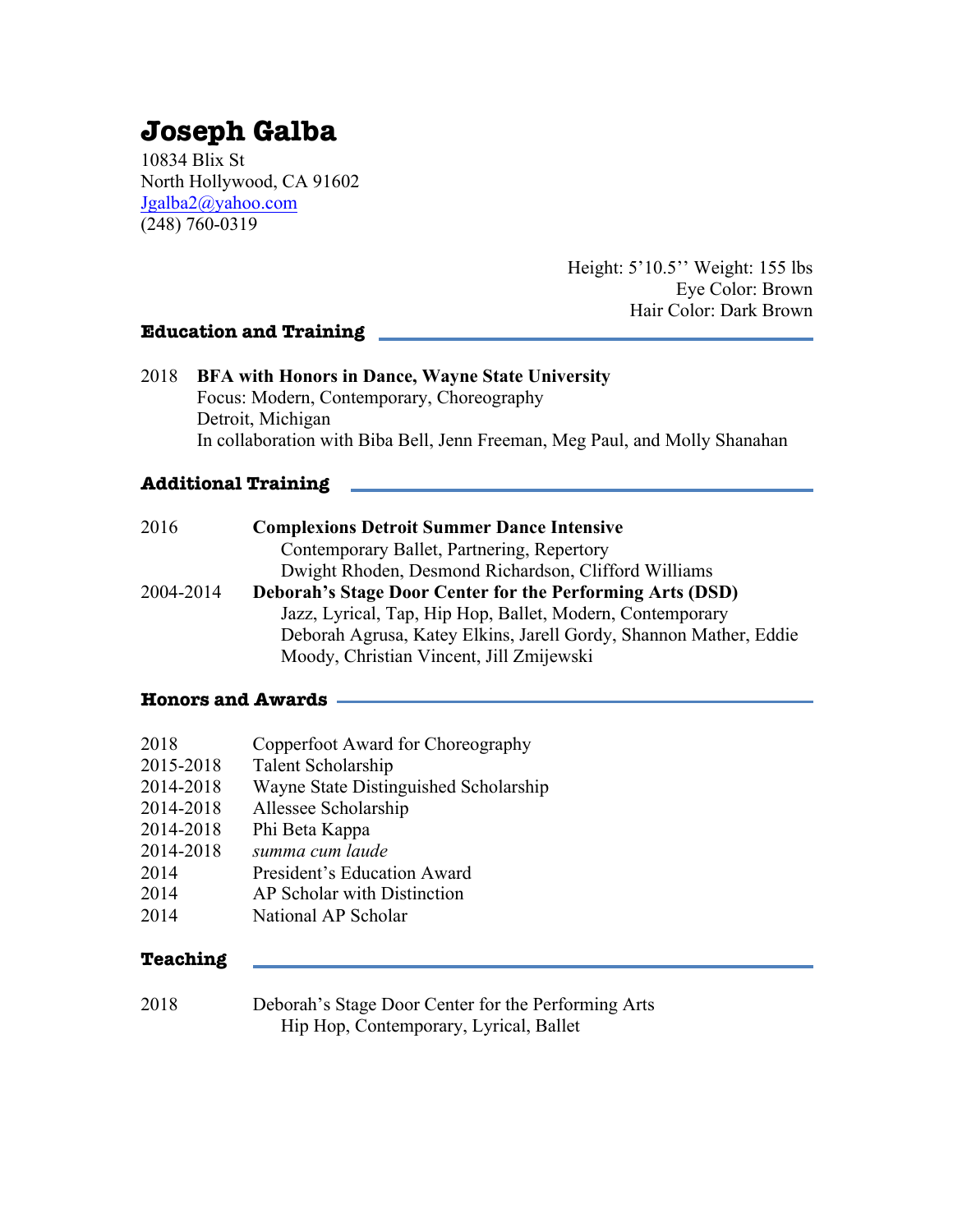# Joseph Galba

10834 Blix St
North Hollywood, CA 91602
Jgalba2@yahoo.com
(248) 760-0319

Height: 5'10.5'' Weight: 155 lbs
Eye Color: Brown
Hair Color: Dark Brown

## Education and Training

2018 **BFA with Honors in Dance, Wayne State University**
Focus: Modern, Contemporary, Choreography
Detroit, Michigan
In collaboration with Biba Bell, Jenn Freeman, Meg Paul, and Molly Shanahan

## Additional Training

2016 **Complexions Detroit Summer Dance Intensive**
Contemporary Ballet, Partnering, Repertory
Dwight Rhoden, Desmond Richardson, Clifford Williams

2004-2014 **Deborah's Stage Door Center for the Performing Arts (DSD)**
Jazz, Lyrical, Tap, Hip Hop, Ballet, Modern, Contemporary
Deborah Agrusa, Katey Elkins, Jarell Gordy, Shannon Mather, Eddie Moody, Christian Vincent, Jill Zmijewski

## Honors and Awards

2018 Copperfoot Award for Choreography
2015-2018 Talent Scholarship
2014-2018 Wayne State Distinguished Scholarship
2014-2018 Allessee Scholarship
2014-2018 Phi Beta Kappa
2014-2018 *summa cum laude*
2014 President's Education Award
2014 AP Scholar with Distinction
2014 National AP Scholar

## Teaching

2018 Deborah's Stage Door Center for the Performing Arts
Hip Hop, Contemporary, Lyrical, Ballet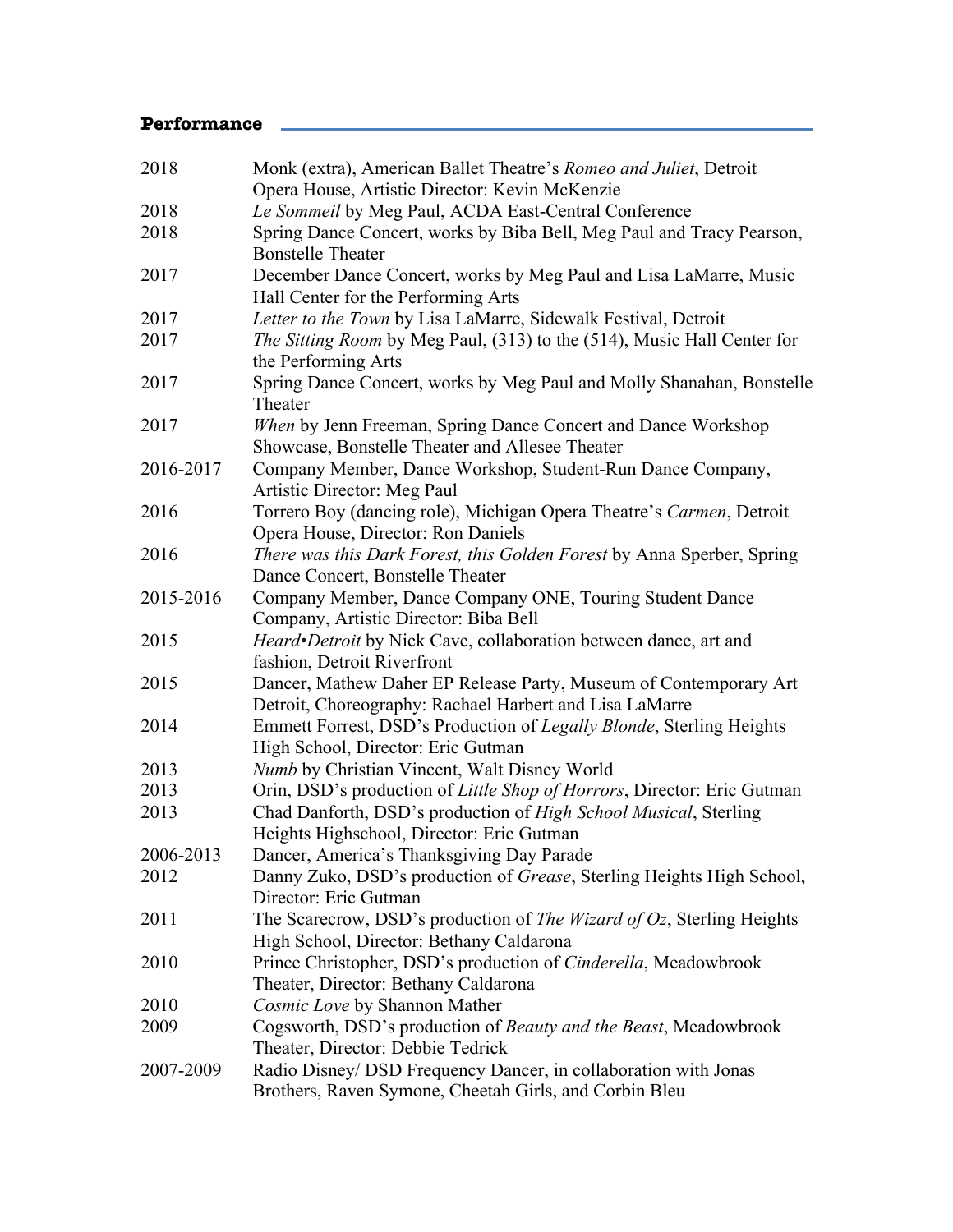## **Performance**

| | |
|---|---|
| 2018 | Monk (extra), American Ballet Theatre's *Romeo and Juliet*, Detroit Opera House, Artistic Director: Kevin McKenzie |
| 2018 | *Le Sommeil* by Meg Paul, ACDA East-Central Conference |
| 2018 | Spring Dance Concert, works by Biba Bell, Meg Paul and Tracy Pearson, Bonstelle Theater |
| 2017 | December Dance Concert, works by Meg Paul and Lisa LaMarre, Music Hall Center for the Performing Arts |
| 2017 | *Letter to the Town* by Lisa LaMarre, Sidewalk Festival, Detroit |
| 2017 | *The Sitting Room* by Meg Paul, (313) to the (514), Music Hall Center for the Performing Arts |
| 2017 | Spring Dance Concert, works by Meg Paul and Molly Shanahan, Bonstelle Theater |
| 2017 | *When* by Jenn Freeman, Spring Dance Concert and Dance Workshop Showcase, Bonstelle Theater and Allesee Theater |
| 2016-2017 | Company Member, Dance Workshop, Student-Run Dance Company, Artistic Director: Meg Paul |
| 2016 | Torrero Boy (dancing role), Michigan Opera Theatre's *Carmen*, Detroit Opera House, Director: Ron Daniels |
| 2016 | *There was this Dark Forest, this Golden Forest* by Anna Sperber, Spring Dance Concert, Bonstelle Theater |
| 2015-2016 | Company Member, Dance Company ONE, Touring Student Dance Company, Artistic Director: Biba Bell |
| 2015 | *Heard•Detroit* by Nick Cave, collaboration between dance, art and fashion, Detroit Riverfront |
| 2015 | Dancer, Mathew Daher EP Release Party, Museum of Contemporary Art Detroit, Choreography: Rachael Harbert and Lisa LaMarre |
| 2014 | Emmett Forrest, DSD's Production of *Legally Blonde*, Sterling Heights High School, Director: Eric Gutman |
| 2013 | *Numb* by Christian Vincent, Walt Disney World |
| 2013 | Orin, DSD's production of *Little Shop of Horrors*, Director: Eric Gutman |
| 2013 | Chad Danforth, DSD's production of *High School Musical*, Sterling Heights Highschool, Director: Eric Gutman |
| 2006-2013 | Dancer, America's Thanksgiving Day Parade |
| 2012 | Danny Zuko, DSD's production of *Grease*, Sterling Heights High School, Director: Eric Gutman |
| 2011 | The Scarecrow, DSD's production of *The Wizard of Oz*, Sterling Heights High School, Director: Bethany Caldarona |
| 2010 | Prince Christopher, DSD's production of *Cinderella*, Meadowbrook Theater, Director: Bethany Caldarona |
| 2010 | *Cosmic Love* by Shannon Mather |
| 2009 | Cogsworth, DSD's production of *Beauty and the Beast*, Meadowbrook Theater, Director: Debbie Tedrick |
| 2007-2009 | Radio Disney/ DSD Frequency Dancer, in collaboration with Jonas Brothers, Raven Symone, Cheetah Girls, and Corbin Bleu |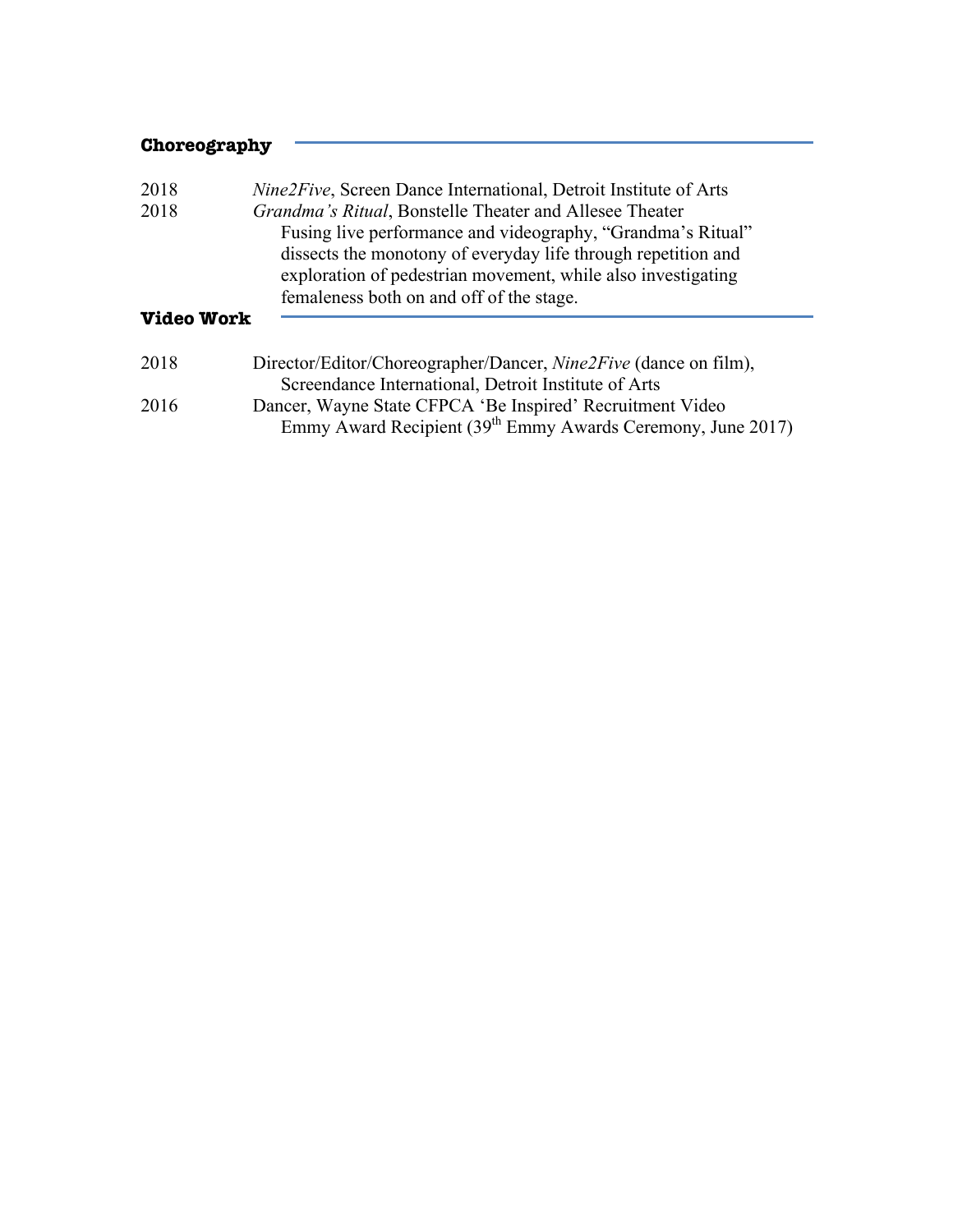## Choreography

2018 *Nine2Five*, Screen Dance International, Detroit Institute of Arts

2018 *Grandma's Ritual*, Bonstelle Theater and Allesee Theater
Fusing live performance and videography, "Grandma's Ritual" dissects the monotony of everyday life through repetition and exploration of pedestrian movement, while also investigating femaleness both on and off of the stage.

## Video Work

2018 Director/Editor/Choreographer/Dancer, *Nine2Five* (dance on film), Screendance International, Detroit Institute of Arts

2016 Dancer, Wayne State CFPCA 'Be Inspired' Recruitment Video
Emmy Award Recipient (39th Emmy Awards Ceremony, June 2017)